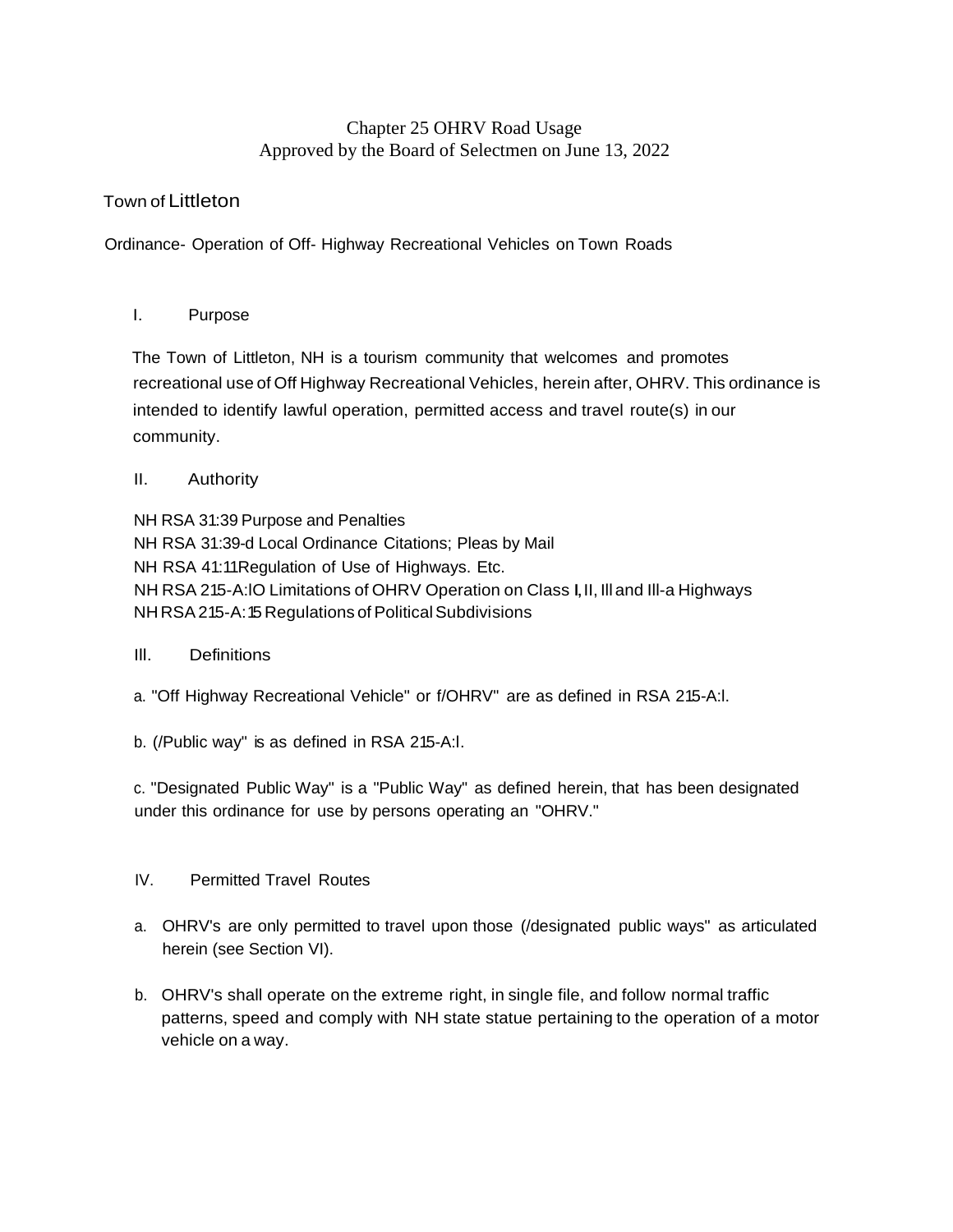# Chapter 25 OHRV Road Usage
Approved by the Board of Selectmen on June 13, 2022

Town of Littleton

Ordinance- Operation of Off- Highway Recreational Vehicles on Town Roads

## I. Purpose

The Town of Littleton, NH is a tourism community that welcomes and promotes recreational use of Off Highway Recreational Vehicles, herein after, OHRV. This ordinance is intended to identify lawful operation, permitted access and travel route(s) in our community.

## II. Authority

NH RSA 31:39 Purpose and Penalties
NH RSA 31:39-d Local Ordinance Citations; Pleas by Mail
NH RSA 41:11Regulation of Use of Highways. Etc.
NH RSA 215-A:lO Limitations of OHRV Operation on Class I, II, lll and Ill-a Highways
NH RSA 215-A:15 Regulations of Political Subdivisions

## Ill. Definitions

a. "Off Highway Recreational Vehicle" or f/OHRV" are as defined in RSA 215-A:l.

b. (/Public way" is as defined in RSA 215-A:l.

c. "Designated Public Way" is a "Public Way" as defined herein, that has been designated under this ordinance for use by persons operating an "OHRV."

## IV. Permitted Travel Routes

a. OHRV's are only permitted to travel upon those (/designated public ways" as articulated herein (see Section VI).

b. OHRV's shall operate on the extreme right, in single file, and follow normal traffic patterns, speed and comply with NH state statue pertaining to the operation of a motor vehicle on a way.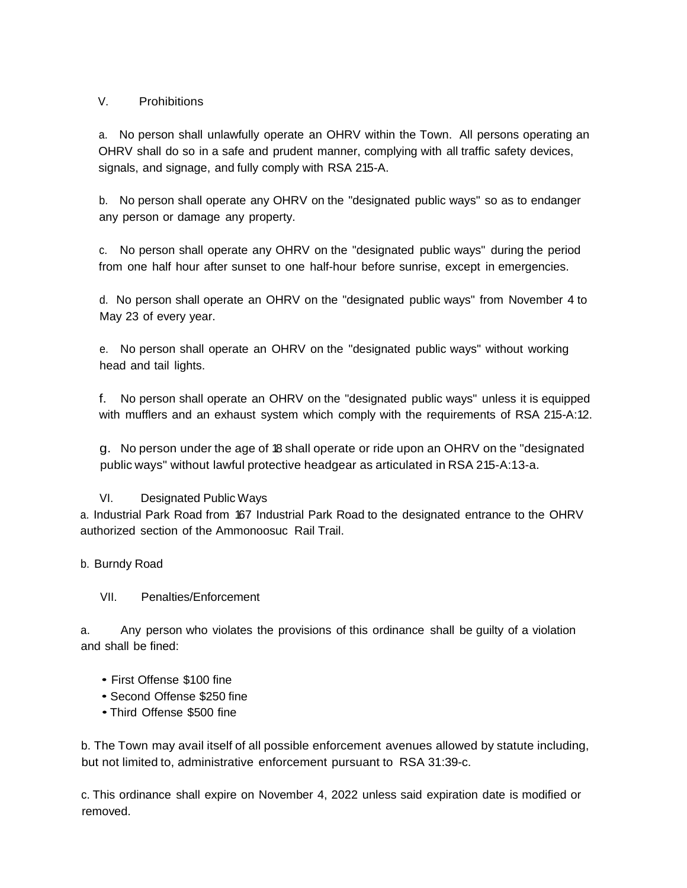## V. Prohibitions

a. No person shall unlawfully operate an OHRV within the Town. All persons operating an OHRV shall do so in a safe and prudent manner, complying with all traffic safety devices, signals, and signage, and fully comply with RSA 215-A.

b. No person shall operate any OHRV on the "designated public ways" so as to endanger any person or damage any property.

c. No person shall operate any OHRV on the "designated public ways" during the period from one half hour after sunset to one half-hour before sunrise, except in emergencies.

d. No person shall operate an OHRV on the "designated public ways" from November 4 to May 23 of every year.

e. No person shall operate an OHRV on the "designated public ways" without working head and tail lights.

f. No person shall operate an OHRV on the "designated public ways" unless it is equipped with mufflers and an exhaust system which comply with the requirements of RSA 215-A:12.

g. No person under the age of 18 shall operate or ride upon an OHRV on the "designated public ways" without lawful protective headgear as articulated in RSA 215-A:13-a.

## VI. Designated Public Ways

a. Industrial Park Road from 167 Industrial Park Road to the designated entrance to the OHRV authorized section of the Ammonoosuc Rail Trail.

b. Burndy Road

## VII. Penalties/Enforcement

a. Any person who violates the provisions of this ordinance shall be guilty of a violation and shall be fined:

- First Offense $100 fine
- Second Offense $250 fine
- Third Offense $500 fine

b. The Town may avail itself of all possible enforcement avenues allowed by statute including, but not limited to, administrative enforcement pursuant to RSA 31:39-c.

c. This ordinance shall expire on November 4, 2022 unless said expiration date is modified or removed.